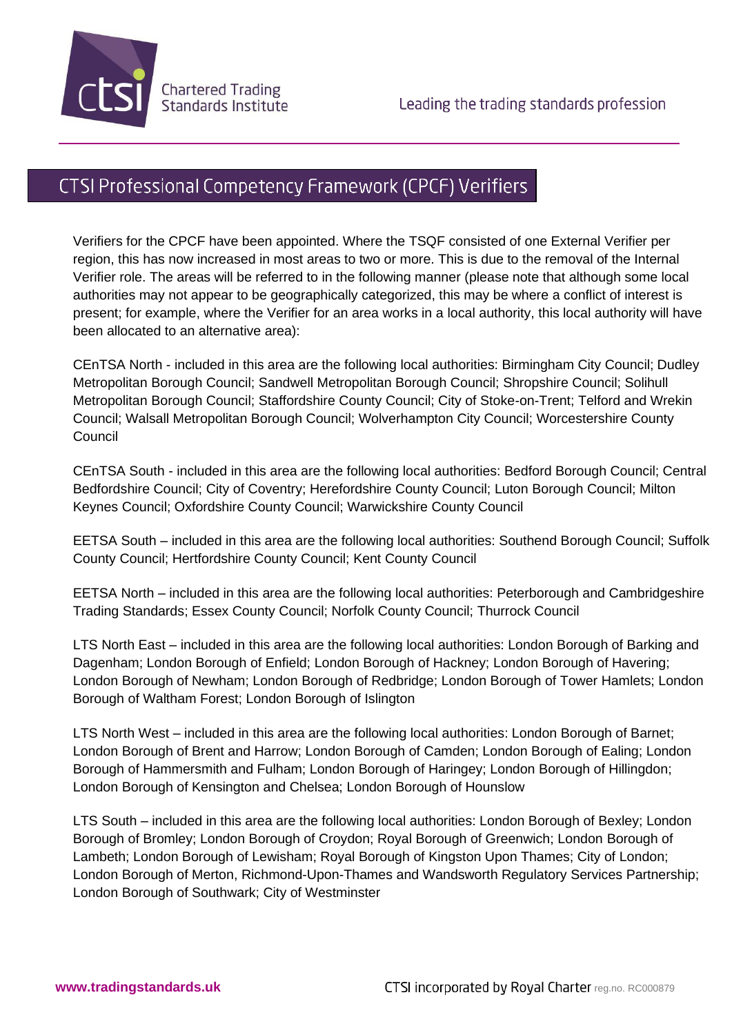# CTSI Professional Competency Framework (CPCF) Verifiers

Verifiers for the CPCF have been appointed. Where the TSQF consisted of one External Verifier per region, this has now increased in most areas to two or more. This is due to the removal of the Internal Verifier role. The areas will be referred to in the following manner (please note that although some local authorities may not appear to be geographically categorized, this may be where a conflict of interest is present; for example, where the Verifier for an area works in a local authority, this local authority will have been allocated to an alternative area):

CEnTSA North - included in this area are the following local authorities: Birmingham City Council; Dudley Metropolitan Borough Council; Sandwell Metropolitan Borough Council; Shropshire Council; Solihull Metropolitan Borough Council; Staffordshire County Council; City of Stoke-on-Trent; Telford and Wrekin Council; Walsall Metropolitan Borough Council; Wolverhampton City Council; Worcestershire County Council

CEnTSA South - included in this area are the following local authorities: Bedford Borough Council; Central Bedfordshire Council; City of Coventry; Herefordshire County Council; Luton Borough Council; Milton Keynes Council; Oxfordshire County Council; Warwickshire County Council

EETSA South – included in this area are the following local authorities: Southend Borough Council; Suffolk County Council; Hertfordshire County Council; Kent County Council

EETSA North – included in this area are the following local authorities: Peterborough and Cambridgeshire Trading Standards; Essex County Council; Norfolk County Council; Thurrock Council

LTS North East – included in this area are the following local authorities: London Borough of Barking and Dagenham; London Borough of Enfield; London Borough of Hackney; London Borough of Havering; London Borough of Newham; London Borough of Redbridge; London Borough of Tower Hamlets; London Borough of Waltham Forest; London Borough of Islington

LTS North West – included in this area are the following local authorities: London Borough of Barnet; London Borough of Brent and Harrow; London Borough of Camden; London Borough of Ealing; London Borough of Hammersmith and Fulham; London Borough of Haringey; London Borough of Hillingdon; London Borough of Kensington and Chelsea; London Borough of Hounslow

LTS South – included in this area are the following local authorities: London Borough of Bexley; London Borough of Bromley; London Borough of Croydon; Royal Borough of Greenwich; London Borough of Lambeth; London Borough of Lewisham; Royal Borough of Kingston Upon Thames; City of London; London Borough of Merton, Richmond-Upon-Thames and Wandsworth Regulatory Services Partnership; London Borough of Southwark; City of Westminster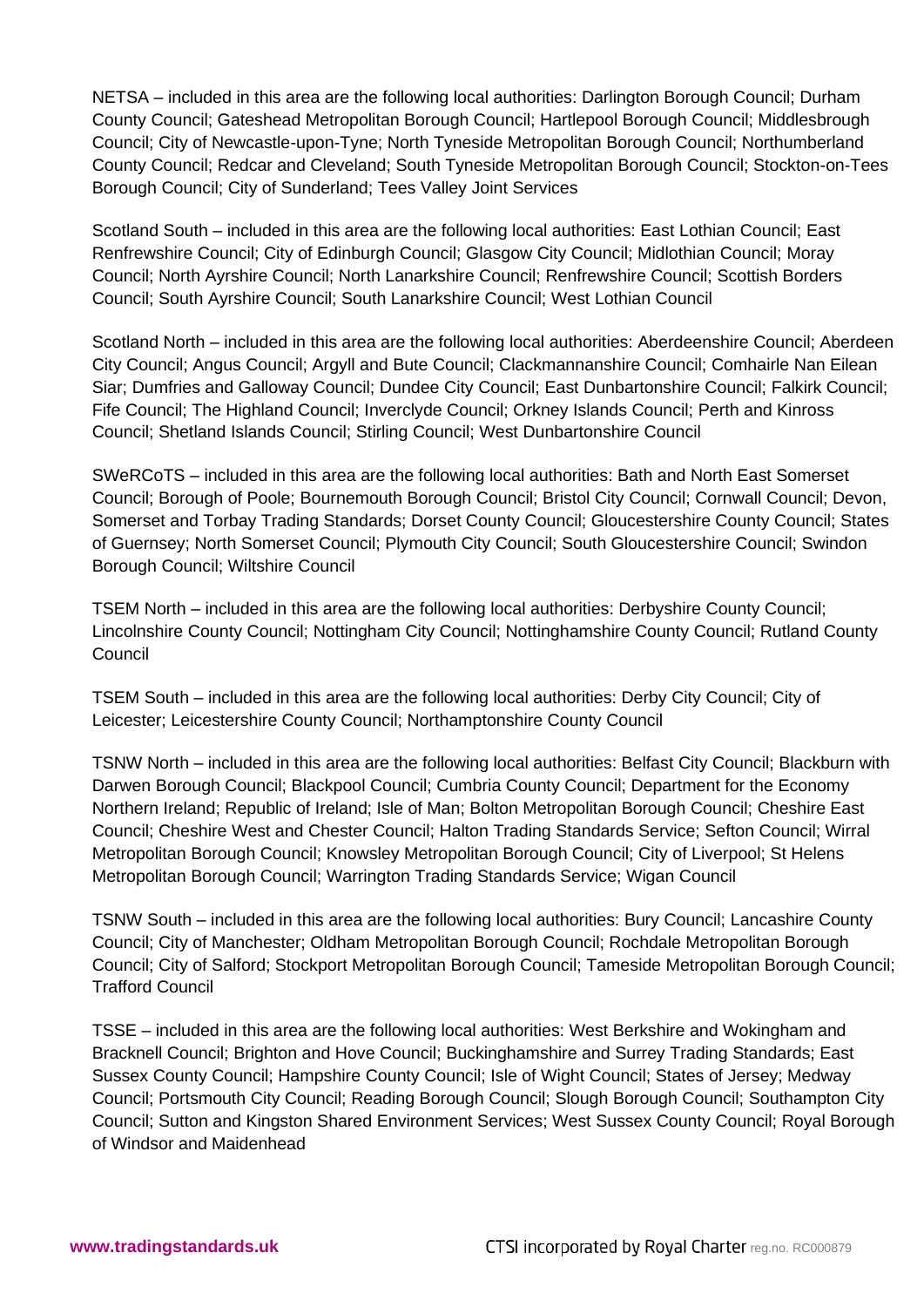NETSA – included in this area are the following local authorities: Darlington Borough Council; Durham County Council; Gateshead Metropolitan Borough Council; Hartlepool Borough Council; Middlesbrough Council; City of Newcastle-upon-Tyne; North Tyneside Metropolitan Borough Council; Northumberland County Council; Redcar and Cleveland; South Tyneside Metropolitan Borough Council; Stockton-on-Tees Borough Council; City of Sunderland; Tees Valley Joint Services

Scotland South – included in this area are the following local authorities: East Lothian Council; East Renfrewshire Council; City of Edinburgh Council; Glasgow City Council; Midlothian Council; Moray Council; North Ayrshire Council; North Lanarkshire Council; Renfrewshire Council; Scottish Borders Council; South Ayrshire Council; South Lanarkshire Council; West Lothian Council

Scotland North – included in this area are the following local authorities: Aberdeenshire Council; Aberdeen City Council; Angus Council; Argyll and Bute Council; Clackmannanshire Council; Comhairle Nan Eilean Siar; Dumfries and Galloway Council; Dundee City Council; East Dunbartonshire Council; Falkirk Council; Fife Council; The Highland Council; Inverclyde Council; Orkney Islands Council; Perth and Kinross Council; Shetland Islands Council; Stirling Council; West Dunbartonshire Council

SWeRCoTS – included in this area are the following local authorities: Bath and North East Somerset Council; Borough of Poole; Bournemouth Borough Council; Bristol City Council; Cornwall Council; Devon, Somerset and Torbay Trading Standards; Dorset County Council; Gloucestershire County Council; States of Guernsey; North Somerset Council; Plymouth City Council; South Gloucestershire Council; Swindon Borough Council; Wiltshire Council

TSEM North – included in this area are the following local authorities: Derbyshire County Council; Lincolnshire County Council; Nottingham City Council; Nottinghamshire County Council; Rutland County Council

TSEM South – included in this area are the following local authorities: Derby City Council; City of Leicester; Leicestershire County Council; Northamptonshire County Council

TSNW North – included in this area are the following local authorities: Belfast City Council; Blackburn with Darwen Borough Council; Blackpool Council; Cumbria County Council; Department for the Economy Northern Ireland; Republic of Ireland; Isle of Man; Bolton Metropolitan Borough Council; Cheshire East Council; Cheshire West and Chester Council; Halton Trading Standards Service; Sefton Council; Wirral Metropolitan Borough Council; Knowsley Metropolitan Borough Council; City of Liverpool; St Helens Metropolitan Borough Council; Warrington Trading Standards Service; Wigan Council

TSNW South – included in this area are the following local authorities: Bury Council; Lancashire County Council; City of Manchester; Oldham Metropolitan Borough Council; Rochdale Metropolitan Borough Council; City of Salford; Stockport Metropolitan Borough Council; Tameside Metropolitan Borough Council; Trafford Council

TSSE – included in this area are the following local authorities: West Berkshire and Wokingham and Bracknell Council; Brighton and Hove Council; Buckinghamshire and Surrey Trading Standards; East Sussex County Council; Hampshire County Council; Isle of Wight Council; States of Jersey; Medway Council; Portsmouth City Council; Reading Borough Council; Slough Borough Council; Southampton City Council; Sutton and Kingston Shared Environment Services; West Sussex County Council; Royal Borough of Windsor and Maidenhead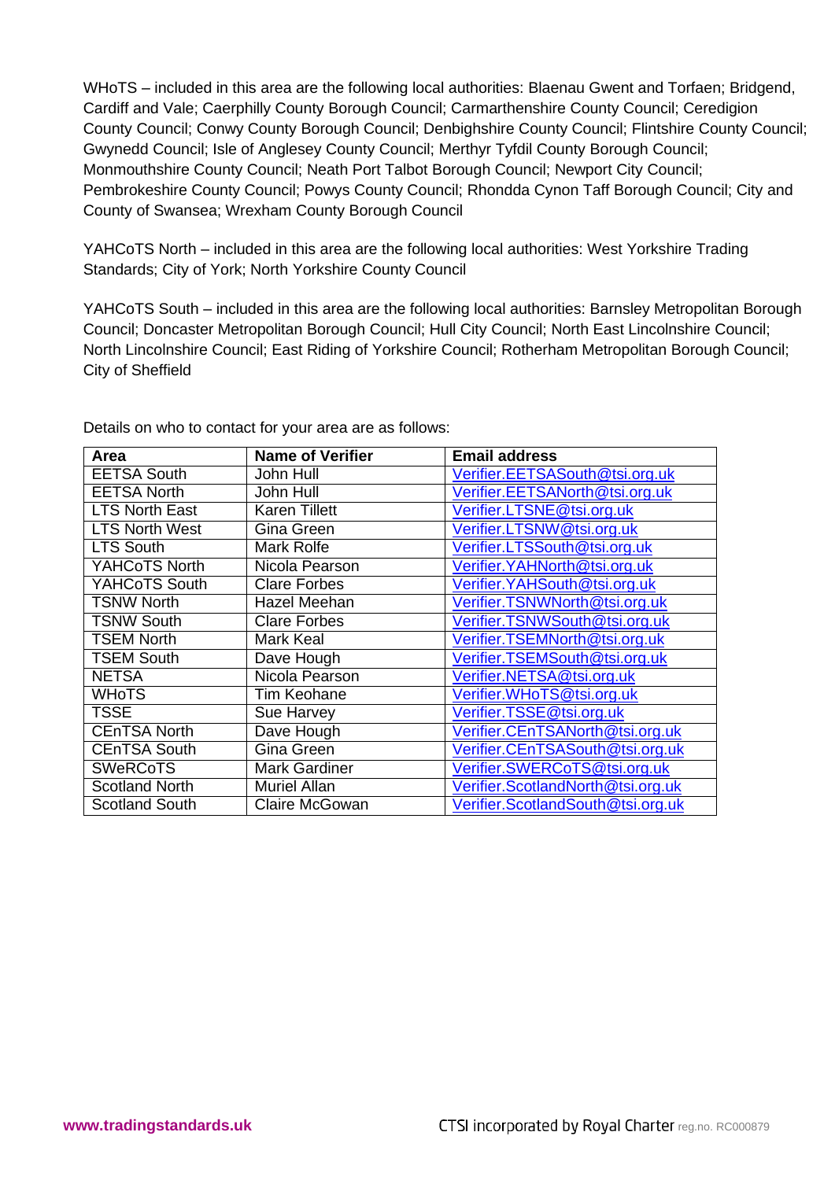WHoTS – included in this area are the following local authorities: Blaenau Gwent and Torfaen; Bridgend, Cardiff and Vale; Caerphilly County Borough Council; Carmarthenshire County Council; Ceredigion County Council; Conwy County Borough Council; Denbighshire County Council; Flintshire County Council; Gwynedd Council; Isle of Anglesey County Council; Merthyr Tyfdil County Borough Council; Monmouthshire County Council; Neath Port Talbot Borough Council; Newport City Council; Pembrokeshire County Council; Powys County Council; Rhondda Cynon Taff Borough Council; City and County of Swansea; Wrexham County Borough Council

YAHCoTS North – included in this area are the following local authorities: West Yorkshire Trading Standards; City of York; North Yorkshire County Council

YAHCoTS South – included in this area are the following local authorities: Barnsley Metropolitan Borough Council; Doncaster Metropolitan Borough Council; Hull City Council; North East Lincolnshire Council; North Lincolnshire Council; East Riding of Yorkshire Council; Rotherham Metropolitan Borough Council; City of Sheffield

Details on who to contact for your area are as follows:

| Area | Name of Verifier | Email address |
|---|---|---|
| EETSA South | John Hull | Verifier.EETSASouth@tsi.org.uk |
| EETSA North | John Hull | Verifier.EETSANorth@tsi.org.uk |
| LTS North East | Karen Tillett | Verifier.LTSNE@tsi.org.uk |
| LTS North West | Gina Green | Verifier.LTSNW@tsi.org.uk |
| LTS South | Mark Rolfe | Verifier.LTSSouth@tsi.org.uk |
| YAHCoTS North | Nicola Pearson | Verifier.YAHNorth@tsi.org.uk |
| YAHCoTS South | Clare Forbes | Verifier.YAHSouth@tsi.org.uk |
| TSNW North | Hazel Meehan | Verifier.TSNWNorth@tsi.org.uk |
| TSNW South | Clare Forbes | Verifier.TSNWSouth@tsi.org.uk |
| TSEM North | Mark Keal | Verifier.TSEMNorth@tsi.org.uk |
| TSEM South | Dave Hough | Verifier.TSEMSouth@tsi.org.uk |
| NETSA | Nicola Pearson | Verifier.NETSA@tsi.org.uk |
| WHoTS | Tim Keohane | Verifier.WHoTS@tsi.org.uk |
| TSSE | Sue Harvey | Verifier.TSSE@tsi.org.uk |
| CEnTSA North | Dave Hough | Verifier.CEnTSANorth@tsi.org.uk |
| CEnTSA South | Gina Green | Verifier.CEnTSASouth@tsi.org.uk |
| SWeRCoTS | Mark Gardiner | Verifier.SWERCoTS@tsi.org.uk |
| Scotland North | Muriel Allan | Verifier.ScotlandNorth@tsi.org.uk |
| Scotland South | Claire McGowan | Verifier.ScotlandSouth@tsi.org.uk |